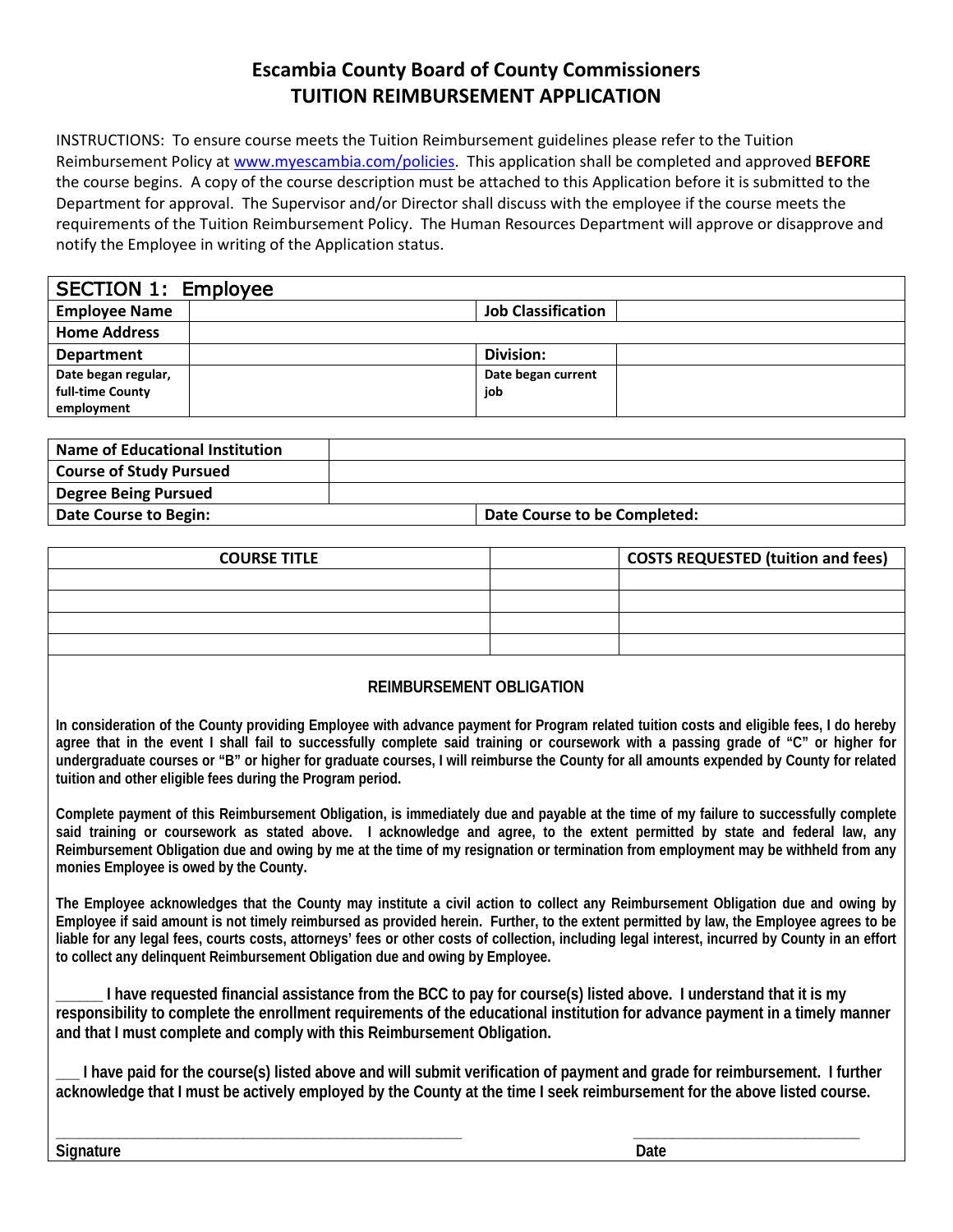# Escambia County Board of County Commissioners
# TUITION REIMBURSEMENT APPLICATION

INSTRUCTIONS: To ensure course meets the Tuition Reimbursement guidelines please refer to the Tuition Reimbursement Policy at www.myescambia.com/policies. This application shall be completed and approved **BEFORE** the course begins. A copy of the course description must be attached to this Application before it is submitted to the Department for approval. The Supervisor and/or Director shall discuss with the employee if the course meets the requirements of the Tuition Reimbursement Policy. The Human Resources Department will approve or disapprove and notify the Employee in writing of the Application status.

| SECTION 1: Employee | | | |
|---|---|---|---|
| **Employee Name** | | **Job Classification** | |
| **Home Address** | | | |
| **Department** | | **Division:** | |
| **Date began regular, full-time County employment** | | **Date began current job** | |

| | |
|---|---|
| **Name of Educational Institution** | |
| **Course of Study Pursued** | |
| **Degree Being Pursued** | |
| **Date Course to Begin:** | **Date Course to be Completed:** |

| COURSE TITLE | | COSTS REQUESTED (tuition and fees) |
|---|---|---|
| | | |
| | | |
| | | |
| | | |

**REIMBURSEMENT OBLIGATION**

**In consideration of the County providing Employee with advance payment for Program related tuition costs and eligible fees, I do hereby agree that in the event I shall fail to successfully complete said training or coursework with a passing grade of "C" or higher for undergraduate courses or "B" or higher for graduate courses, I will reimburse the County for all amounts expended by County for related tuition and other eligible fees during the Program period.**

**Complete payment of this Reimbursement Obligation, is immediately due and payable at the time of my failure to successfully complete said training or coursework as stated above. I acknowledge and agree, to the extent permitted by state and federal law, any Reimbursement Obligation due and owing by me at the time of my resignation or termination from employment may be withheld from any monies Employee is owed by the County.**

**The Employee acknowledges that the County may institute a civil action to collect any Reimbursement Obligation due and owing by Employee if said amount is not timely reimbursed as provided herein. Further, to the extent permitted by law, the Employee agrees to be liable for any legal fees, courts costs, attorneys' fees or other costs of collection, including legal interest, incurred by County in an effort to collect any delinquent Reimbursement Obligation due and owing by Employee.**

**______ I have requested financial assistance from the BCC to pay for course(s) listed above. I understand that it is my responsibility to complete the enrollment requirements of the educational institution for advance payment in a timely manner and that I must complete and comply with this Reimbursement Obligation.**

**___ I have paid for the course(s) listed above and will submit verification of payment and grade for reimbursement. I further acknowledge that I must be actively employed by the County at the time I seek reimbursement for the above listed course.**

_______________________________________________ &nbsp;&nbsp;&nbsp;&nbsp;&nbsp;&nbsp;&nbsp;&nbsp;&nbsp;&nbsp; ___________________________

**Signature** &nbsp;&nbsp;&nbsp;&nbsp;&nbsp;&nbsp;&nbsp;&nbsp;&nbsp;&nbsp;&nbsp;&nbsp;&nbsp;&nbsp;&nbsp;&nbsp;&nbsp;&nbsp;&nbsp;&nbsp;&nbsp;&nbsp;&nbsp;&nbsp;&nbsp;&nbsp;&nbsp;&nbsp;&nbsp;&nbsp;&nbsp;&nbsp;&nbsp;&nbsp;&nbsp;&nbsp;&nbsp;&nbsp;&nbsp;&nbsp; **Date**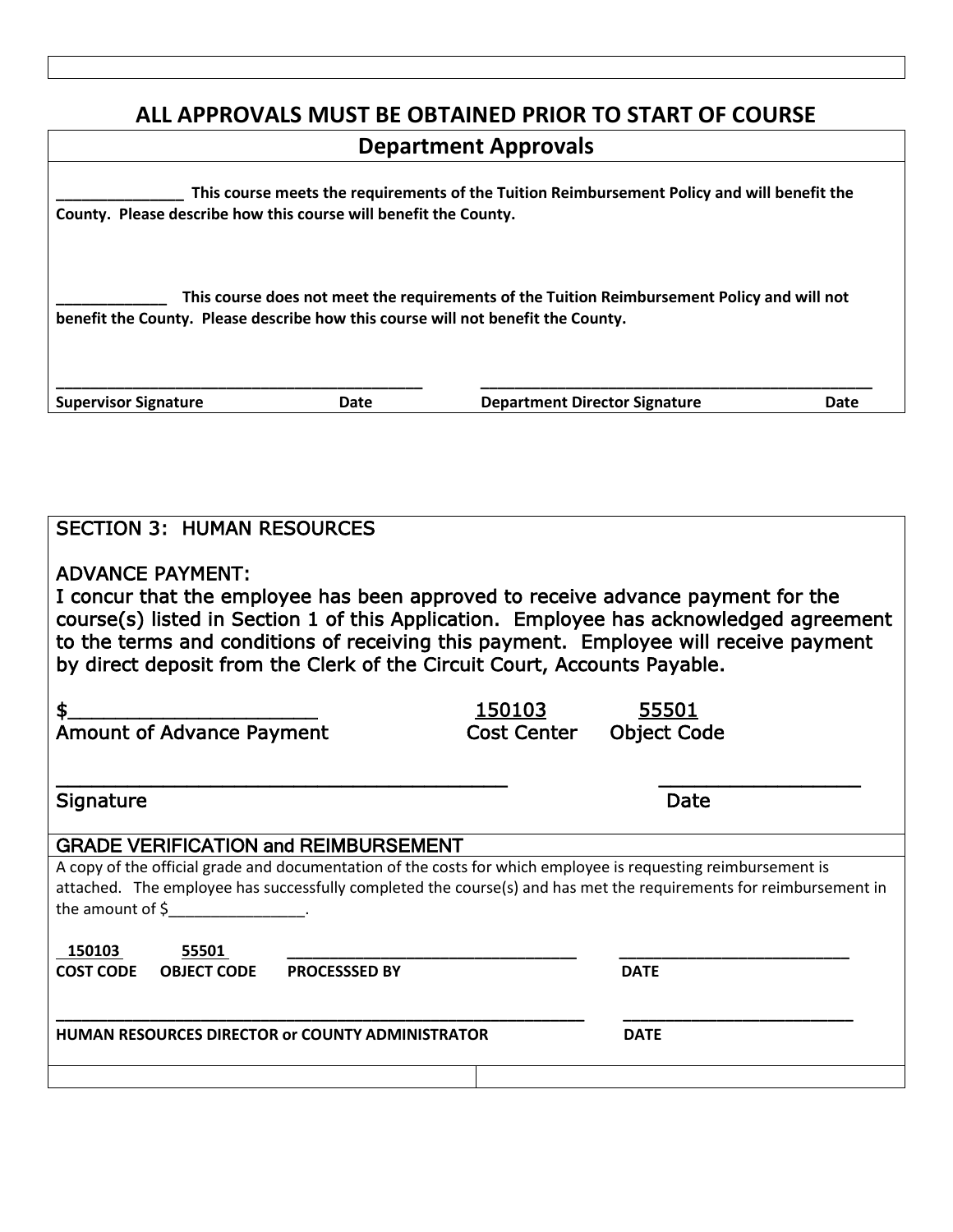## ALL APPROVALS MUST BE OBTAINED PRIOR TO START OF COURSE

### Department Approvals

**______________ This course meets the requirements of the Tuition Reimbursement Policy and will benefit the County. Please describe how this course will benefit the County.**

**____________ This course does not meet the requirements of the Tuition Reimbursement Policy and will not benefit the County. Please describe how this course will not benefit the County.**

**________________________________________ ____________________________________________**

**Supervisor Signature Date Department Director Signature Date**

---

SECTION 3: HUMAN RESOURCES

ADVANCE PAYMENT:

I concur that the employee has been approved to receive advance payment for the course(s) listed in Section 1 of this Application. Employee has acknowledged agreement to the terms and conditions of receiving this payment. Employee will receive payment by direct deposit from the Clerk of the Circuit Court, Accounts Payable.

| | | |
|---|---|---|
| $______________________ | 150103 | 55501 |
| Amount of Advance Payment | Cost Center | Object Code |

__________________________________________ __________________

Signature Date

GRADE VERIFICATION and REIMBURSEMENT

A copy of the official grade and documentation of the costs for which employee is requesting reimbursement is attached. The employee has successfully completed the course(s) and has met the requirements for reimbursement in the amount of $________________.

| | | | |
|---|---|---|---|
| 150103 | 55501 | ________________________________ | _________________________ |
| **COST CODE** | **OBJECT CODE** | **PROCESSSED BY** | **DATE** |

**__________________________________________________________ _________________________**

**HUMAN RESOURCES DIRECTOR or COUNTY ADMINISTRATOR DATE**